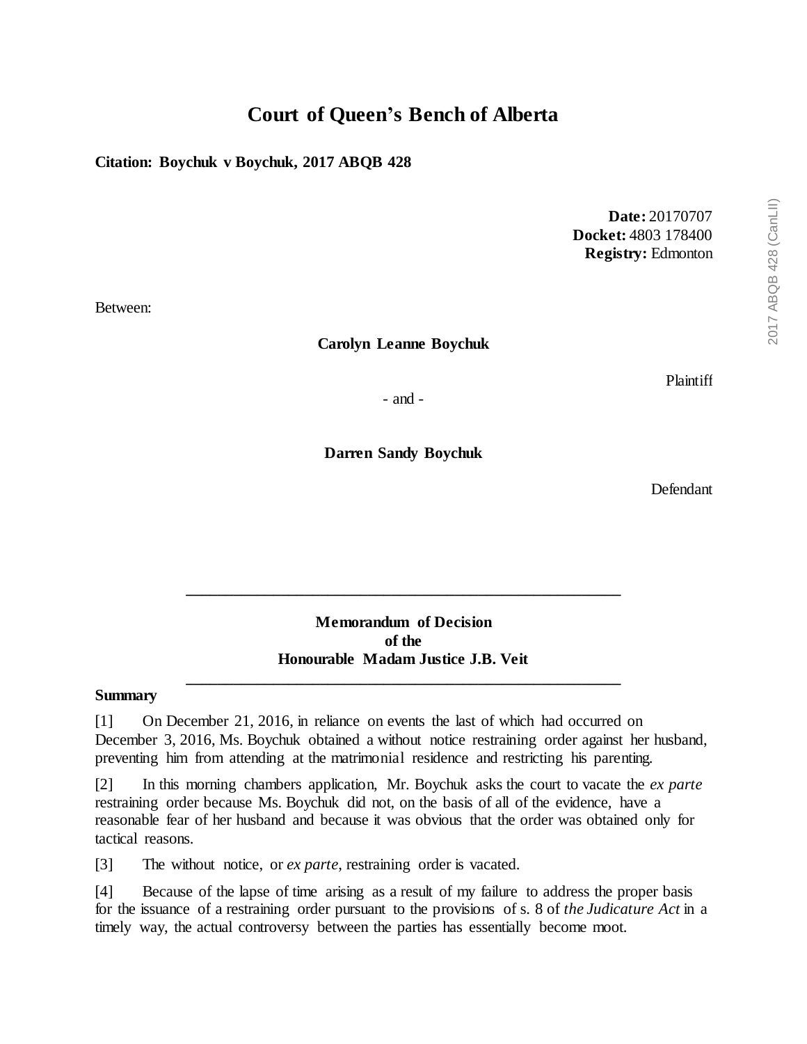# Court of Queen's Bench of Alberta

**Citation: Boychuk v Boychuk, 2017 ABQB 428**

**Date:** 20170707
**Docket:** 4803 178400
**Registry:** Edmonton

Between:

**Carolyn Leanne Boychuk**

Plaintiff

- and -

**Darren Sandy Boychuk**

Defendant

---

**Memorandum of Decision**
**of the**
**Honourable Madam Justice J.B. Veit**

---

## Summary

[1] On December 21, 2016, in reliance on events the last of which had occurred on December 3, 2016, Ms. Boychuk obtained a without notice restraining order against her husband, preventing him from attending at the matrimonial residence and restricting his parenting.

[2] In this morning chambers application, Mr. Boychuk asks the court to vacate the *ex parte* restraining order because Ms. Boychuk did not, on the basis of all of the evidence, have a reasonable fear of her husband and because it was obvious that the order was obtained only for tactical reasons.

[3] The without notice, or *ex parte*, restraining order is vacated.

[4] Because of the lapse of time arising as a result of my failure to address the proper basis for the issuance of a restraining order pursuant to the provisions of s. 8 of *the Judicature Act* in a timely way, the actual controversy between the parties has essentially become moot.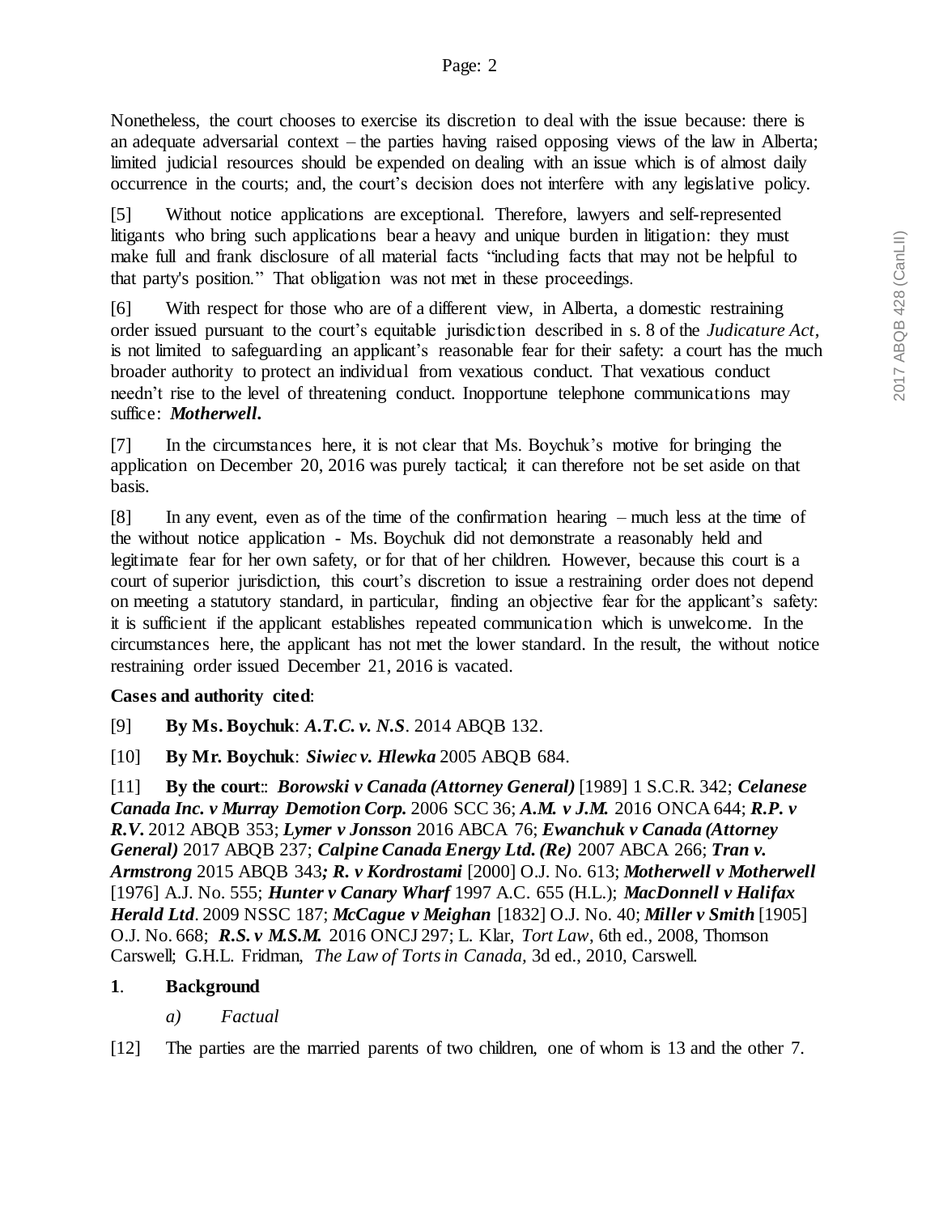Nonetheless, the court chooses to exercise its discretion to deal with the issue because: there is an adequate adversarial context – the parties having raised opposing views of the law in Alberta; limited judicial resources should be expended on dealing with an issue which is of almost daily occurrence in the courts; and, the court's decision does not interfere with any legislative policy.

[5] Without notice applications are exceptional. Therefore, lawyers and self-represented litigants who bring such applications bear a heavy and unique burden in litigation: they must make full and frank disclosure of all material facts "including facts that may not be helpful to that party's position." That obligation was not met in these proceedings.

[6] With respect for those who are of a different view, in Alberta, a domestic restraining order issued pursuant to the court's equitable jurisdiction described in s. 8 of the *Judicature Act*, is not limited to safeguarding an applicant's reasonable fear for their safety: a court has the much broader authority to protect an individual from vexatious conduct. That vexatious conduct needn't rise to the level of threatening conduct. Inopportune telephone communications may suffice: ***Motherwell***.

[7] In the circumstances here, it is not clear that Ms. Boychuk's motive for bringing the application on December 20, 2016 was purely tactical; it can therefore not be set aside on that basis.

[8] In any event, even as of the time of the confirmation hearing – much less at the time of the without notice application - Ms. Boychuk did not demonstrate a reasonably held and legitimate fear for her own safety, or for that of her children. However, because this court is a court of superior jurisdiction, this court's discretion to issue a restraining order does not depend on meeting a statutory standard, in particular, finding an objective fear for the applicant's safety: it is sufficient if the applicant establishes repeated communication which is unwelcome. In the circumstances here, the applicant has not met the lower standard. In the result, the without notice restraining order issued December 21, 2016 is vacated.

**Cases and authority cited**:

[9] **By Ms. Boychuk**: ***A.T.C. v. N.S***. 2014 ABQB 132.

[10] **By Mr. Boychuk**: ***Siwiec v. Hlewka*** 2005 ABQB 684.

[11] **By the court**:: ***Borowski v Canada (Attorney General)*** [1989] 1 S.C.R. 342; ***Celanese Canada Inc. v Murray Demotion Corp.*** 2006 SCC 36; ***A.M. v J.M.*** 2016 ONCA 644; ***R.P. v R.V.*** 2012 ABQB 353; ***Lymer v Jonsson*** 2016 ABCA 76; ***Ewanchuk v Canada (Attorney General)*** 2017 ABQB 237; ***Calpine Canada Energy Ltd. (Re)*** 2007 ABCA 266; ***Tran v. Armstrong*** 2015 ABQB 343***; R. v Kordrostami*** [2000] O.J. No. 613; ***Motherwell v Motherwell*** [1976] A.J. No. 555; ***Hunter v Canary Wharf*** 1997 A.C. 655 (H.L.); ***MacDonnell v Halifax Herald Ltd***. 2009 NSSC 187; ***McCague v Meighan*** [1832] O.J. No. 40; ***Miller v Smith*** [1905] O.J. No. 668; ***R.S. v M.S.M.*** 2016 ONCJ 297; L. Klar, *Tort Law*, 6th ed., 2008, Thomson Carswell; G.H.L. Fridman, *The Law of Torts in Canada*, 3d ed., 2010, Carswell.

## **1**. **Background**

### *a) Factual*

[12] The parties are the married parents of two children, one of whom is 13 and the other 7.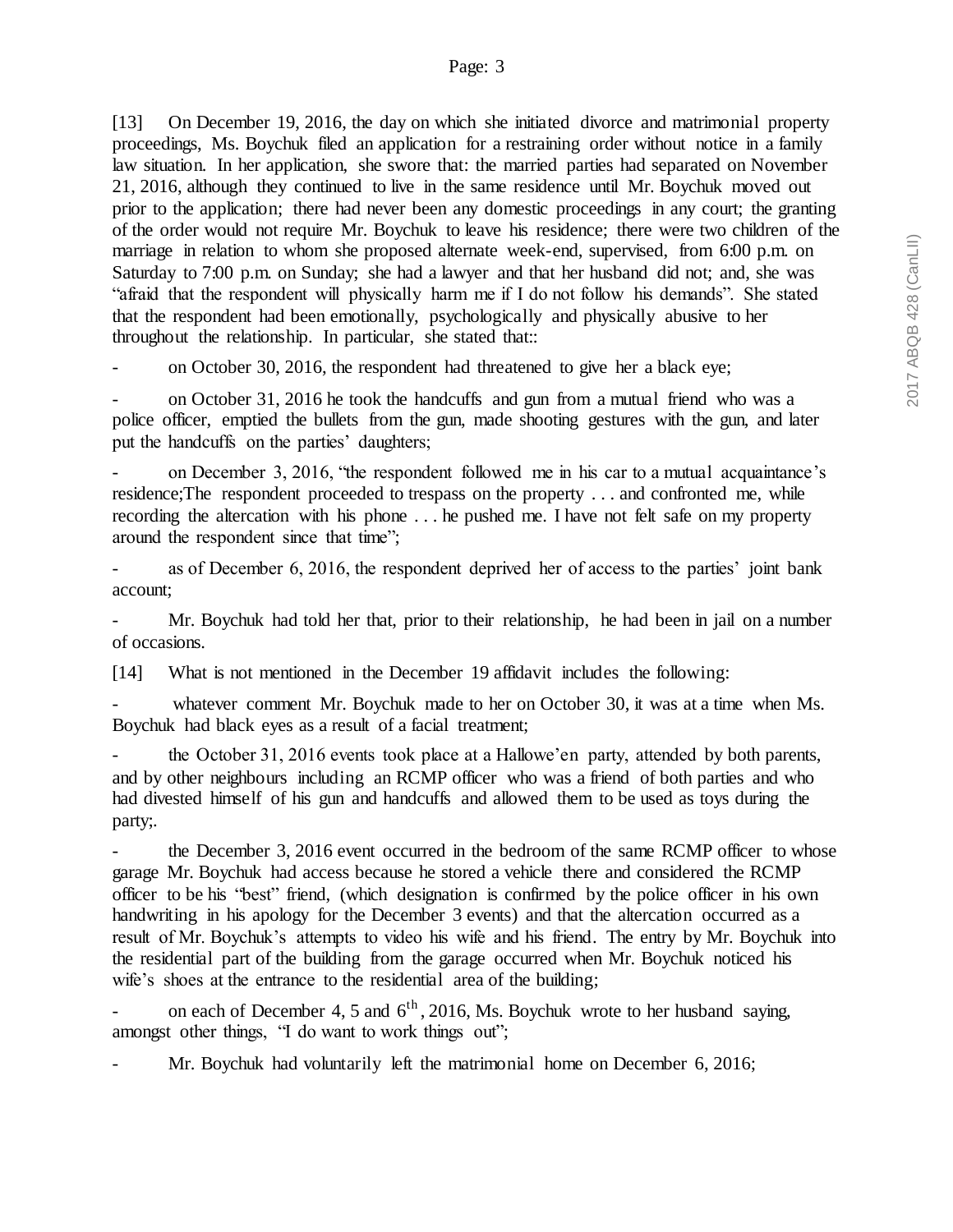[13] On December 19, 2016, the day on which she initiated divorce and matrimonial property proceedings, Ms. Boychuk filed an application for a restraining order without notice in a family law situation. In her application, she swore that: the married parties had separated on November 21, 2016, although they continued to live in the same residence until Mr. Boychuk moved out prior to the application; there had never been any domestic proceedings in any court; the granting of the order would not require Mr. Boychuk to leave his residence; there were two children of the marriage in relation to whom she proposed alternate week-end, supervised, from 6:00 p.m. on Saturday to 7:00 p.m. on Sunday; she had a lawyer and that her husband did not; and, she was "afraid that the respondent will physically harm me if I do not follow his demands". She stated that the respondent had been emotionally, psychologically and physically abusive to her throughout the relationship. In particular, she stated that::

- on October 30, 2016, the respondent had threatened to give her a black eye;

- on October 31, 2016 he took the handcuffs and gun from a mutual friend who was a police officer, emptied the bullets from the gun, made shooting gestures with the gun, and later put the handcuffs on the parties' daughters;

- on December 3, 2016, "the respondent followed me in his car to a mutual acquaintance's residence;The respondent proceeded to trespass on the property . . . and confronted me, while recording the altercation with his phone . . . he pushed me. I have not felt safe on my property around the respondent since that time";

- as of December 6, 2016, the respondent deprived her of access to the parties' joint bank account;

- Mr. Boychuk had told her that, prior to their relationship, he had been in jail on a number of occasions.

[14] What is not mentioned in the December 19 affidavit includes the following:

- whatever comment Mr. Boychuk made to her on October 30, it was at a time when Ms. Boychuk had black eyes as a result of a facial treatment;

- the October 31, 2016 events took place at a Hallowe'en party, attended by both parents, and by other neighbours including an RCMP officer who was a friend of both parties and who had divested himself of his gun and handcuffs and allowed them to be used as toys during the party;.

- the December 3, 2016 event occurred in the bedroom of the same RCMP officer to whose garage Mr. Boychuk had access because he stored a vehicle there and considered the RCMP officer to be his "best" friend, (which designation is confirmed by the police officer in his own handwriting in his apology for the December 3 events) and that the altercation occurred as a result of Mr. Boychuk's attempts to video his wife and his friend. The entry by Mr. Boychuk into the residential part of the building from the garage occurred when Mr. Boychuk noticed his wife's shoes at the entrance to the residential area of the building;

- on each of December 4, 5 and 6th, 2016, Ms. Boychuk wrote to her husband saying, amongst other things, "I do want to work things out";

- Mr. Boychuk had voluntarily left the matrimonial home on December 6, 2016;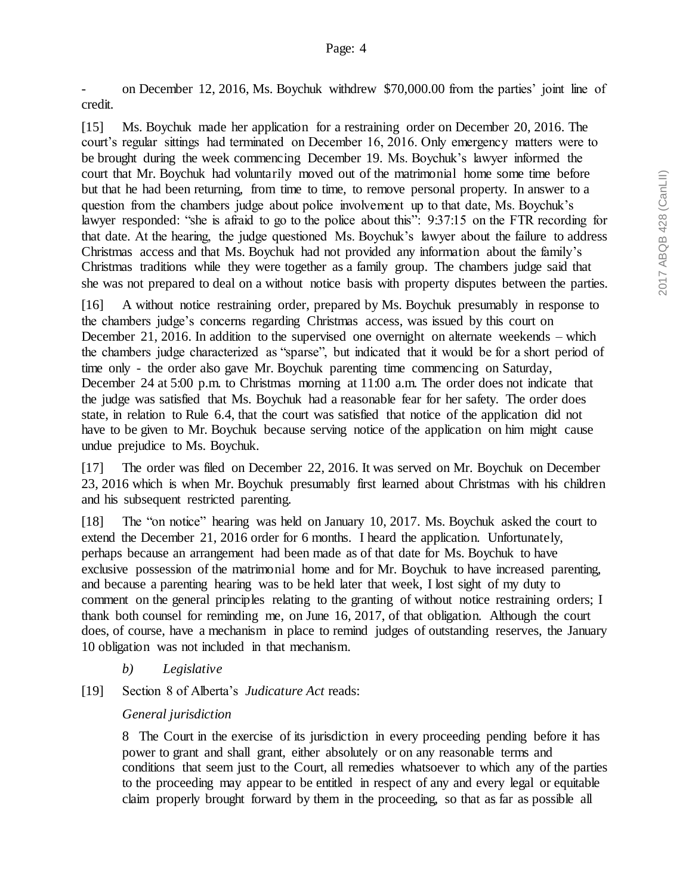- on December 12, 2016, Ms. Boychuk withdrew $70,000.00 from the parties' joint line of credit.

[15] Ms. Boychuk made her application for a restraining order on December 20, 2016. The court's regular sittings had terminated on December 16, 2016. Only emergency matters were to be brought during the week commencing December 19. Ms. Boychuk's lawyer informed the court that Mr. Boychuk had voluntarily moved out of the matrimonial home some time before but that he had been returning, from time to time, to remove personal property. In answer to a question from the chambers judge about police involvement up to that date, Ms. Boychuk's lawyer responded: "she is afraid to go to the police about this": 9:37:15 on the FTR recording for that date. At the hearing, the judge questioned Ms. Boychuk's lawyer about the failure to address Christmas access and that Ms. Boychuk had not provided any information about the family's Christmas traditions while they were together as a family group. The chambers judge said that she was not prepared to deal on a without notice basis with property disputes between the parties.

[16] A without notice restraining order, prepared by Ms. Boychuk presumably in response to the chambers judge's concerns regarding Christmas access, was issued by this court on December 21, 2016. In addition to the supervised one overnight on alternate weekends – which the chambers judge characterized as "sparse", but indicated that it would be for a short period of time only - the order also gave Mr. Boychuk parenting time commencing on Saturday, December 24 at 5:00 p.m. to Christmas morning at 11:00 a.m. The order does not indicate that the judge was satisfied that Ms. Boychuk had a reasonable fear for her safety. The order does state, in relation to Rule 6.4, that the court was satisfied that notice of the application did not have to be given to Mr. Boychuk because serving notice of the application on him might cause undue prejudice to Ms. Boychuk.

[17] The order was filed on December 22, 2016. It was served on Mr. Boychuk on December 23, 2016 which is when Mr. Boychuk presumably first learned about Christmas with his children and his subsequent restricted parenting.

[18] The "on notice" hearing was held on January 10, 2017. Ms. Boychuk asked the court to extend the December 21, 2016 order for 6 months. I heard the application. Unfortunately, perhaps because an arrangement had been made as of that date for Ms. Boychuk to have exclusive possession of the matrimonial home and for Mr. Boychuk to have increased parenting, and because a parenting hearing was to be held later that week, I lost sight of my duty to comment on the general principles relating to the granting of without notice restraining orders; I thank both counsel for reminding me, on June 16, 2017, of that obligation. Although the court does, of course, have a mechanism in place to remind judges of outstanding reserves, the January 10 obligation was not included in that mechanism.

### *b) Legislative*

[19] Section 8 of Alberta's *Judicature Act* reads:

> *General jurisdiction*
>
> 8 The Court in the exercise of its jurisdiction in every proceeding pending before it has power to grant and shall grant, either absolutely or on any reasonable terms and conditions that seem just to the Court, all remedies whatsoever to which any of the parties to the proceeding may appear to be entitled in respect of any and every legal or equitable claim properly brought forward by them in the proceeding, so that as far as possible all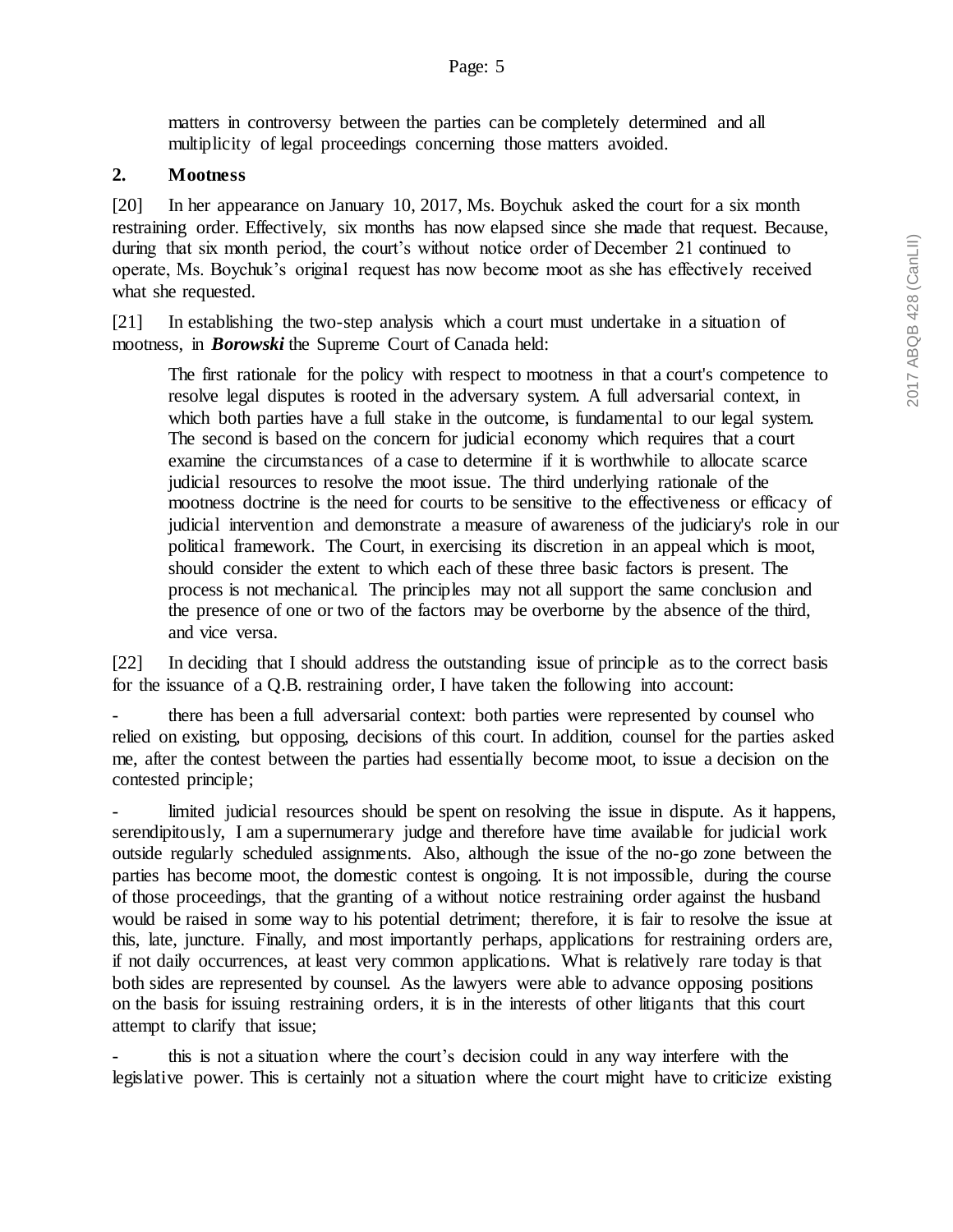matters in controversy between the parties can be completely determined and all multiplicity of legal proceedings concerning those matters avoided.

## 2. Mootness

[20] In her appearance on January 10, 2017, Ms. Boychuk asked the court for a six month restraining order. Effectively, six months has now elapsed since she made that request. Because, during that six month period, the court's without notice order of December 21 continued to operate, Ms. Boychuk's original request has now become moot as she has effectively received what she requested.

[21] In establishing the two-step analysis which a court must undertake in a situation of mootness, in ***Borowski*** the Supreme Court of Canada held:

> The first rationale for the policy with respect to mootness in that a court's competence to resolve legal disputes is rooted in the adversary system. A full adversarial context, in which both parties have a full stake in the outcome, is fundamental to our legal system. The second is based on the concern for judicial economy which requires that a court examine the circumstances of a case to determine if it is worthwhile to allocate scarce judicial resources to resolve the moot issue. The third underlying rationale of the mootness doctrine is the need for courts to be sensitive to the effectiveness or efficacy of judicial intervention and demonstrate a measure of awareness of the judiciary's role in our political framework. The Court, in exercising its discretion in an appeal which is moot, should consider the extent to which each of these three basic factors is present. The process is not mechanical. The principles may not all support the same conclusion and the presence of one or two of the factors may be overborne by the absence of the third, and vice versa.

[22] In deciding that I should address the outstanding issue of principle as to the correct basis for the issuance of a Q.B. restraining order, I have taken the following into account:

- there has been a full adversarial context: both parties were represented by counsel who relied on existing, but opposing, decisions of this court. In addition, counsel for the parties asked me, after the contest between the parties had essentially become moot, to issue a decision on the contested principle;

- limited judicial resources should be spent on resolving the issue in dispute. As it happens, serendipitously, I am a supernumerary judge and therefore have time available for judicial work outside regularly scheduled assignments. Also, although the issue of the no-go zone between the parties has become moot, the domestic contest is ongoing. It is not impossible, during the course of those proceedings, that the granting of a without notice restraining order against the husband would be raised in some way to his potential detriment; therefore, it is fair to resolve the issue at this, late, juncture. Finally, and most importantly perhaps, applications for restraining orders are, if not daily occurrences, at least very common applications. What is relatively rare today is that both sides are represented by counsel. As the lawyers were able to advance opposing positions on the basis for issuing restraining orders, it is in the interests of other litigants that this court attempt to clarify that issue;

- this is not a situation where the court's decision could in any way interfere with the legislative power. This is certainly not a situation where the court might have to criticize existing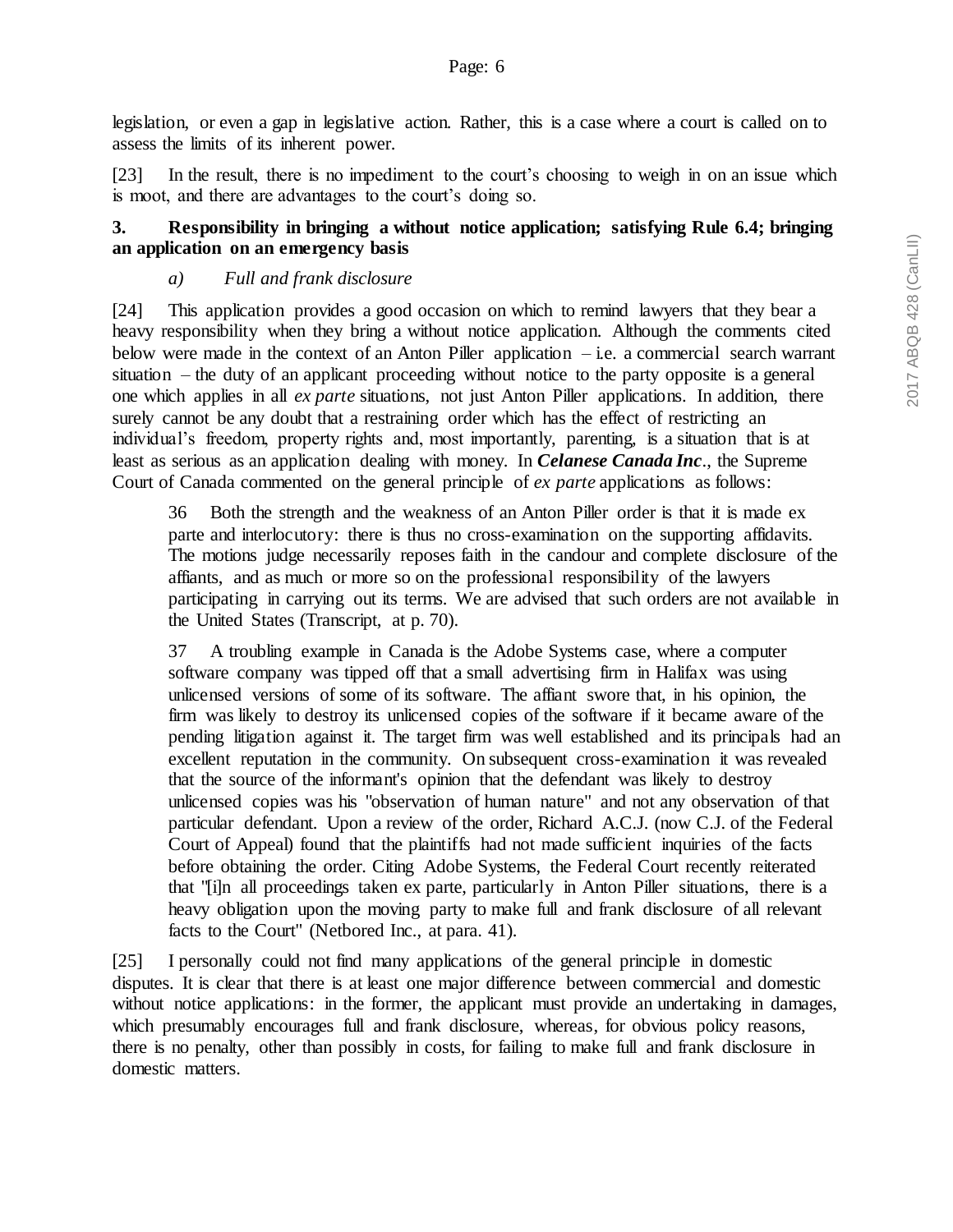legislation, or even a gap in legislative action. Rather, this is a case where a court is called on to assess the limits of its inherent power.

[23] In the result, there is no impediment to the court's choosing to weigh in on an issue which is moot, and there are advantages to the court's doing so.

### 3. Responsibility in bringing a without notice application; satisfying Rule 6.4; bringing an application on an emergency basis

#### *a) Full and frank disclosure*

[24] This application provides a good occasion on which to remind lawyers that they bear a heavy responsibility when they bring a without notice application. Although the comments cited below were made in the context of an Anton Piller application – i.e. a commercial search warrant situation – the duty of an applicant proceeding without notice to the party opposite is a general one which applies in all *ex parte* situations, not just Anton Piller applications. In addition, there surely cannot be any doubt that a restraining order which has the effect of restricting an individual's freedom, property rights and, most importantly, parenting, is a situation that is at least as serious as an application dealing with money. In ***Celanese Canada Inc***., the Supreme Court of Canada commented on the general principle of *ex parte* applications as follows:

> 36 Both the strength and the weakness of an Anton Piller order is that it is made ex parte and interlocutory: there is thus no cross-examination on the supporting affidavits. The motions judge necessarily reposes faith in the candour and complete disclosure of the affiants, and as much or more so on the professional responsibility of the lawyers participating in carrying out its terms. We are advised that such orders are not available in the United States (Transcript, at p. 70).
>
> 37 A troubling example in Canada is the Adobe Systems case, where a computer software company was tipped off that a small advertising firm in Halifax was using unlicensed versions of some of its software. The affiant swore that, in his opinion, the firm was likely to destroy its unlicensed copies of the software if it became aware of the pending litigation against it. The target firm was well established and its principals had an excellent reputation in the community. On subsequent cross-examination it was revealed that the source of the informant's opinion that the defendant was likely to destroy unlicensed copies was his "observation of human nature" and not any observation of that particular defendant. Upon a review of the order, Richard A.C.J. (now C.J. of the Federal Court of Appeal) found that the plaintiffs had not made sufficient inquiries of the facts before obtaining the order. Citing Adobe Systems, the Federal Court recently reiterated that "[i]n all proceedings taken ex parte, particularly in Anton Piller situations, there is a heavy obligation upon the moving party to make full and frank disclosure of all relevant facts to the Court" (Netbored Inc., at para. 41).

[25] I personally could not find many applications of the general principle in domestic disputes. It is clear that there is at least one major difference between commercial and domestic without notice applications: in the former, the applicant must provide an undertaking in damages, which presumably encourages full and frank disclosure, whereas, for obvious policy reasons, there is no penalty, other than possibly in costs, for failing to make full and frank disclosure in domestic matters.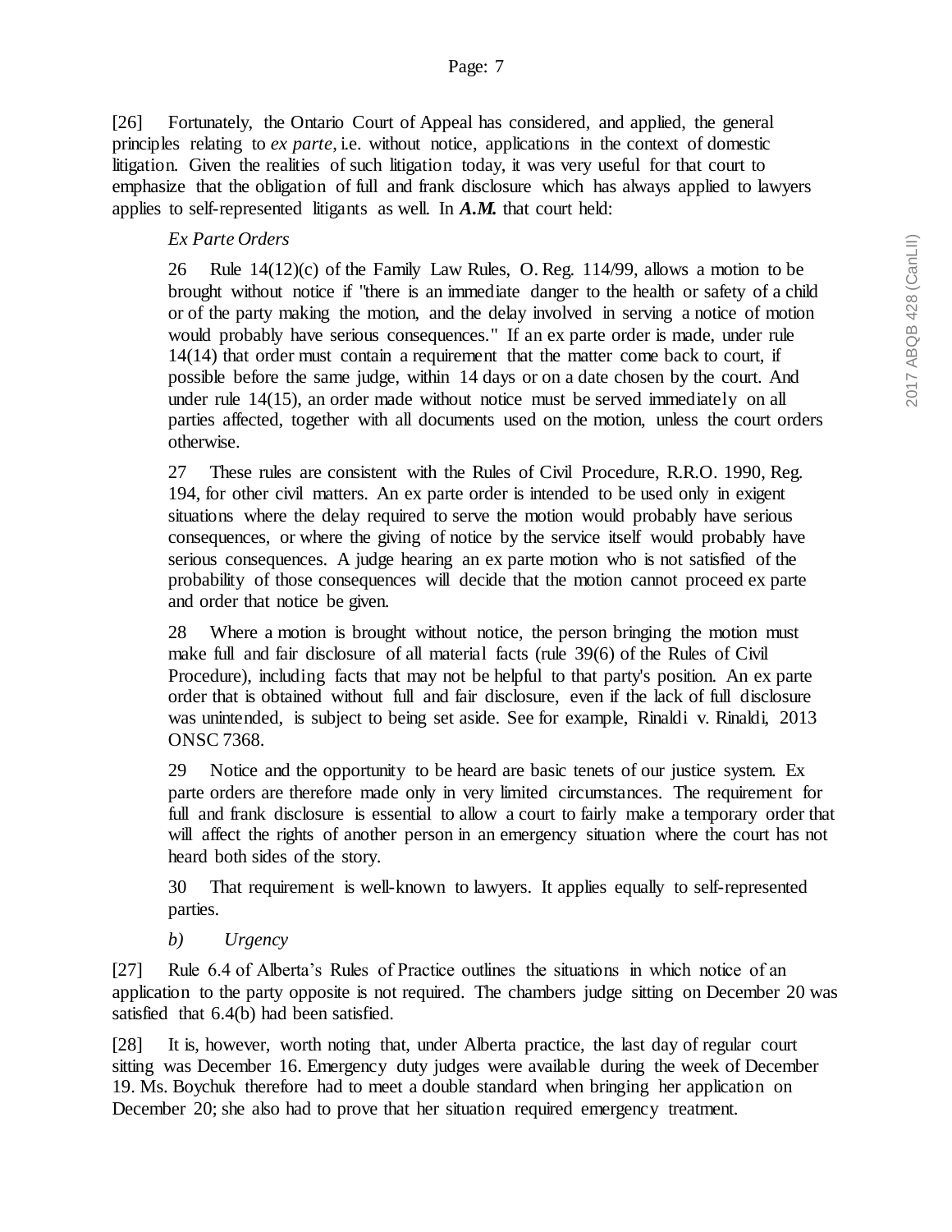[26] Fortunately, the Ontario Court of Appeal has considered, and applied, the general principles relating to *ex parte*, i.e. without notice, applications in the context of domestic litigation. Given the realities of such litigation today, it was very useful for that court to emphasize that the obligation of full and frank disclosure which has always applied to lawyers applies to self-represented litigants as well. In ***A.M.*** that court held:

> *Ex Parte Orders*
>
> 26 Rule 14(12)(c) of the Family Law Rules, O. Reg. 114/99, allows a motion to be brought without notice if "there is an immediate danger to the health or safety of a child or of the party making the motion, and the delay involved in serving a notice of motion would probably have serious consequences." If an ex parte order is made, under rule 14(14) that order must contain a requirement that the matter come back to court, if possible before the same judge, within 14 days or on a date chosen by the court. And under rule 14(15), an order made without notice must be served immediately on all parties affected, together with all documents used on the motion, unless the court orders otherwise.
>
> 27 These rules are consistent with the Rules of Civil Procedure, R.R.O. 1990, Reg. 194, for other civil matters. An ex parte order is intended to be used only in exigent situations where the delay required to serve the motion would probably have serious consequences, or where the giving of notice by the service itself would probably have serious consequences. A judge hearing an ex parte motion who is not satisfied of the probability of those consequences will decide that the motion cannot proceed ex parte and order that notice be given.
>
> 28 Where a motion is brought without notice, the person bringing the motion must make full and fair disclosure of all material facts (rule 39(6) of the Rules of Civil Procedure), including facts that may not be helpful to that party's position. An ex parte order that is obtained without full and fair disclosure, even if the lack of full disclosure was unintended, is subject to being set aside. See for example, Rinaldi v. Rinaldi, 2013 ONSC 7368.
>
> 29 Notice and the opportunity to be heard are basic tenets of our justice system. Ex parte orders are therefore made only in very limited circumstances. The requirement for full and frank disclosure is essential to allow a court to fairly make a temporary order that will affect the rights of another person in an emergency situation where the court has not heard both sides of the story.
>
> 30 That requirement is well-known to lawyers. It applies equally to self-represented parties.

*b) Urgency*

[27] Rule 6.4 of Alberta's Rules of Practice outlines the situations in which notice of an application to the party opposite is not required. The chambers judge sitting on December 20 was satisfied that 6.4(b) had been satisfied.

[28] It is, however, worth noting that, under Alberta practice, the last day of regular court sitting was December 16. Emergency duty judges were available during the week of December 19. Ms. Boychuk therefore had to meet a double standard when bringing her application on December 20; she also had to prove that her situation required emergency treatment.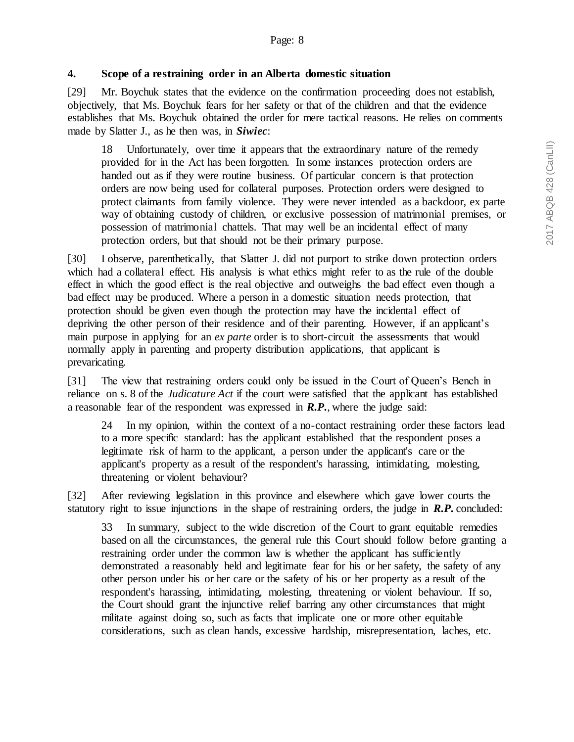### 4. Scope of a restraining order in an Alberta domestic situation

[29] Mr. Boychuk states that the evidence on the confirmation proceeding does not establish, objectively, that Ms. Boychuk fears for her safety or that of the children and that the evidence establishes that Ms. Boychuk obtained the order for mere tactical reasons. He relies on comments made by Slatter J., as he then was, in ***Siwiec***:

> 18 Unfortunately, over time it appears that the extraordinary nature of the remedy provided for in the Act has been forgotten. In some instances protection orders are handed out as if they were routine business. Of particular concern is that protection orders are now being used for collateral purposes. Protection orders were designed to protect claimants from family violence. They were never intended as a backdoor, ex parte way of obtaining custody of children, or exclusive possession of matrimonial premises, or possession of matrimonial chattels. That may well be an incidental effect of many protection orders, but that should not be their primary purpose.

[30] I observe, parenthetically, that Slatter J. did not purport to strike down protection orders which had a collateral effect. His analysis is what ethics might refer to as the rule of the double effect in which the good effect is the real objective and outweighs the bad effect even though a bad effect may be produced. Where a person in a domestic situation needs protection, that protection should be given even though the protection may have the incidental effect of depriving the other person of their residence and of their parenting. However, if an applicant's main purpose in applying for an *ex parte* order is to short-circuit the assessments that would normally apply in parenting and property distribution applications, that applicant is prevaricating.

[31] The view that restraining orders could only be issued in the Court of Queen's Bench in reliance on s. 8 of the *Judicature Act* if the court were satisfied that the applicant has established a reasonable fear of the respondent was expressed in ***R.P.***, where the judge said:

> 24 In my opinion, within the context of a no-contact restraining order these factors lead to a more specific standard: has the applicant established that the respondent poses a legitimate risk of harm to the applicant, a person under the applicant's care or the applicant's property as a result of the respondent's harassing, intimidating, molesting, threatening or violent behaviour?

[32] After reviewing legislation in this province and elsewhere which gave lower courts the statutory right to issue injunctions in the shape of restraining orders, the judge in ***R.P.*** concluded:

> 33 In summary, subject to the wide discretion of the Court to grant equitable remedies based on all the circumstances, the general rule this Court should follow before granting a restraining order under the common law is whether the applicant has sufficiently demonstrated a reasonably held and legitimate fear for his or her safety, the safety of any other person under his or her care or the safety of his or her property as a result of the respondent's harassing, intimidating, molesting, threatening or violent behaviour. If so, the Court should grant the injunctive relief barring any other circumstances that might militate against doing so, such as facts that implicate one or more other equitable considerations, such as clean hands, excessive hardship, misrepresentation, laches, etc.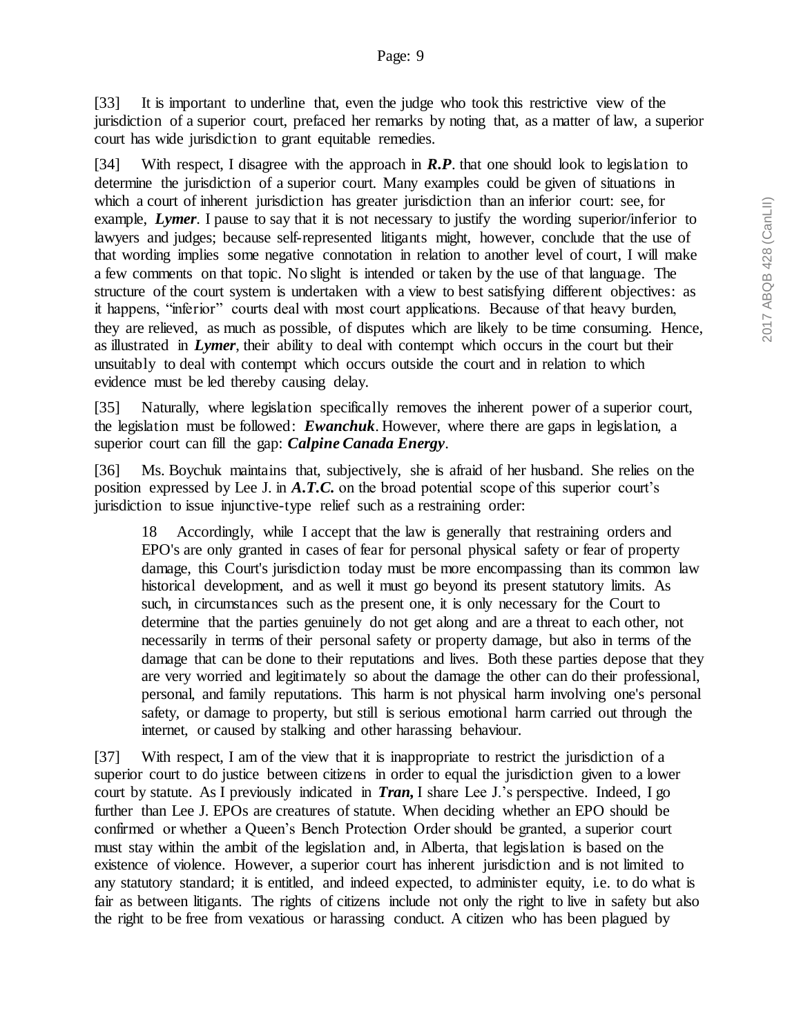[33] It is important to underline that, even the judge who took this restrictive view of the jurisdiction of a superior court, prefaced her remarks by noting that, as a matter of law, a superior court has wide jurisdiction to grant equitable remedies.

[34] With respect, I disagree with the approach in ***R.P***. that one should look to legislation to determine the jurisdiction of a superior court. Many examples could be given of situations in which a court of inherent jurisdiction has greater jurisdiction than an inferior court: see, for example, ***Lymer***. I pause to say that it is not necessary to justify the wording superior/inferior to lawyers and judges; because self-represented litigants might, however, conclude that the use of that wording implies some negative connotation in relation to another level of court, I will make a few comments on that topic. No slight is intended or taken by the use of that language. The structure of the court system is undertaken with a view to best satisfying different objectives: as it happens, "inferior" courts deal with most court applications. Because of that heavy burden, they are relieved, as much as possible, of disputes which are likely to be time consuming. Hence, as illustrated in ***Lymer***, their ability to deal with contempt which occurs in the court but their unsuitably to deal with contempt which occurs outside the court and in relation to which evidence must be led thereby causing delay.

[35] Naturally, where legislation specifically removes the inherent power of a superior court, the legislation must be followed: ***Ewanchuk***. However, where there are gaps in legislation, a superior court can fill the gap: ***Calpine Canada Energy***.

[36] Ms. Boychuk maintains that, subjectively, she is afraid of her husband. She relies on the position expressed by Lee J. in ***A.T.C.*** on the broad potential scope of this superior court's jurisdiction to issue injunctive-type relief such as a restraining order:

> 18 Accordingly, while I accept that the law is generally that restraining orders and EPO's are only granted in cases of fear for personal physical safety or fear of property damage, this Court's jurisdiction today must be more encompassing than its common law historical development, and as well it must go beyond its present statutory limits. As such, in circumstances such as the present one, it is only necessary for the Court to determine that the parties genuinely do not get along and are a threat to each other, not necessarily in terms of their personal safety or property damage, but also in terms of the damage that can be done to their reputations and lives. Both these parties depose that they are very worried and legitimately so about the damage the other can do their professional, personal, and family reputations. This harm is not physical harm involving one's personal safety, or damage to property, but still is serious emotional harm carried out through the internet, or caused by stalking and other harassing behaviour.

[37] With respect, I am of the view that it is inappropriate to restrict the jurisdiction of a superior court to do justice between citizens in order to equal the jurisdiction given to a lower court by statute. As I previously indicated in ***Tran,*** I share Lee J.'s perspective. Indeed, I go further than Lee J. EPOs are creatures of statute. When deciding whether an EPO should be confirmed or whether a Queen's Bench Protection Order should be granted, a superior court must stay within the ambit of the legislation and, in Alberta, that legislation is based on the existence of violence. However, a superior court has inherent jurisdiction and is not limited to any statutory standard; it is entitled, and indeed expected, to administer equity, i.e. to do what is fair as between litigants. The rights of citizens include not only the right to live in safety but also the right to be free from vexatious or harassing conduct. A citizen who has been plagued by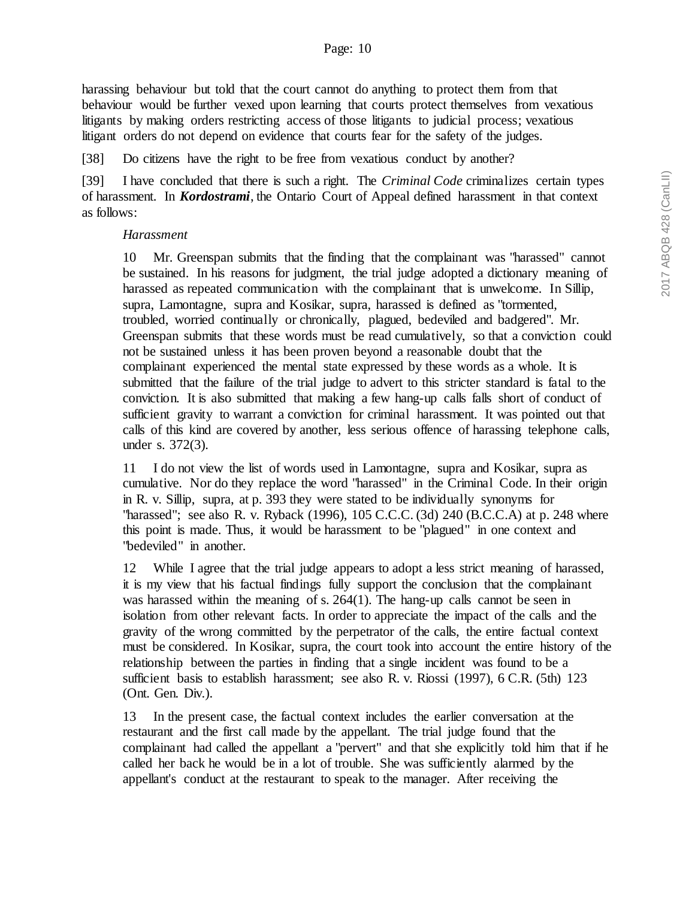harassing behaviour but told that the court cannot do anything to protect them from that behaviour would be further vexed upon learning that courts protect themselves from vexatious litigants by making orders restricting access of those litigants to judicial process; vexatious litigant orders do not depend on evidence that courts fear for the safety of the judges.

[38] Do citizens have the right to be free from vexatious conduct by another?

[39] I have concluded that there is such a right. The *Criminal Code* criminalizes certain types of harassment. In ***Kordostrami***, the Ontario Court of Appeal defined harassment in that context as follows:

> *Harassment*
>
> 10 Mr. Greenspan submits that the finding that the complainant was "harassed" cannot be sustained. In his reasons for judgment, the trial judge adopted a dictionary meaning of harassed as repeated communication with the complainant that is unwelcome. In Sillip, supra, Lamontagne, supra and Kosikar, supra, harassed is defined as "tormented, troubled, worried continually or chronically, plagued, bedeviled and badgered". Mr. Greenspan submits that these words must be read cumulatively, so that a conviction could not be sustained unless it has been proven beyond a reasonable doubt that the complainant experienced the mental state expressed by these words as a whole. It is submitted that the failure of the trial judge to advert to this stricter standard is fatal to the conviction. It is also submitted that making a few hang-up calls falls short of conduct of sufficient gravity to warrant a conviction for criminal harassment. It was pointed out that calls of this kind are covered by another, less serious offence of harassing telephone calls, under s. 372(3).
>
> 11 I do not view the list of words used in Lamontagne, supra and Kosikar, supra as cumulative. Nor do they replace the word "harassed" in the Criminal Code. In their origin in R. v. Sillip, supra, at p. 393 they were stated to be individually synonyms for "harassed"; see also R. v. Ryback (1996), 105 C.C.C. (3d) 240 (B.C.C.A) at p. 248 where this point is made. Thus, it would be harassment to be "plagued" in one context and "bedeviled" in another.
>
> 12 While I agree that the trial judge appears to adopt a less strict meaning of harassed, it is my view that his factual findings fully support the conclusion that the complainant was harassed within the meaning of s. 264(1). The hang-up calls cannot be seen in isolation from other relevant facts. In order to appreciate the impact of the calls and the gravity of the wrong committed by the perpetrator of the calls, the entire factual context must be considered. In Kosikar, supra, the court took into account the entire history of the relationship between the parties in finding that a single incident was found to be a sufficient basis to establish harassment; see also R. v. Riossi (1997), 6 C.R. (5th) 123 (Ont. Gen. Div.).
>
> 13 In the present case, the factual context includes the earlier conversation at the restaurant and the first call made by the appellant. The trial judge found that the complainant had called the appellant a "pervert" and that she explicitly told him that if he called her back he would be in a lot of trouble. She was sufficiently alarmed by the appellant's conduct at the restaurant to speak to the manager. After receiving the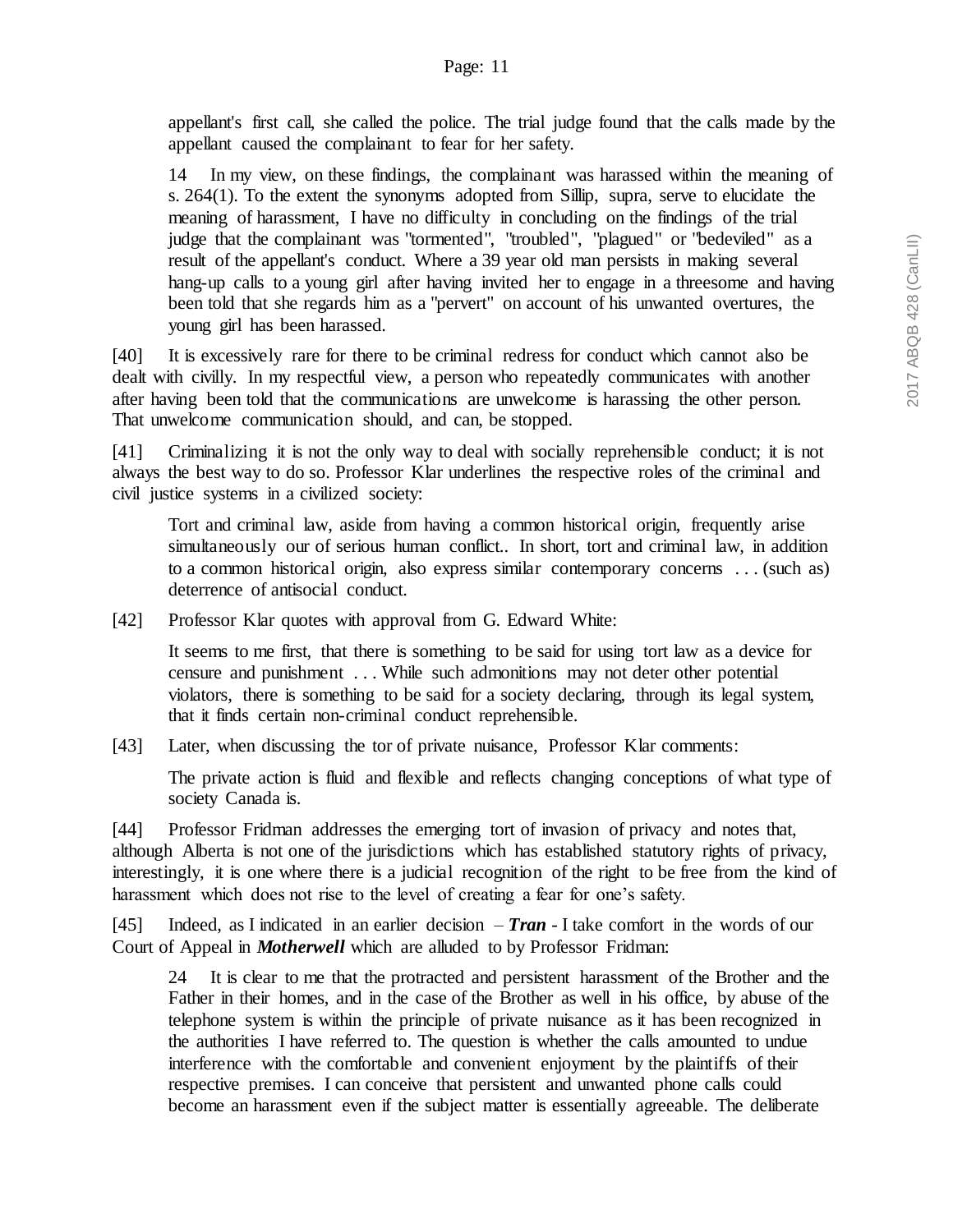appellant's first call, she called the police. The trial judge found that the calls made by the appellant caused the complainant to fear for her safety.

> 14 In my view, on these findings, the complainant was harassed within the meaning of s. 264(1). To the extent the synonyms adopted from Sillip, supra, serve to elucidate the meaning of harassment, I have no difficulty in concluding on the findings of the trial judge that the complainant was "tormented", "troubled", "plagued" or "bedeviled" as a result of the appellant's conduct. Where a 39 year old man persists in making several hang-up calls to a young girl after having invited her to engage in a threesome and having been told that she regards him as a "pervert" on account of his unwanted overtures, the young girl has been harassed.

[40] It is excessively rare for there to be criminal redress for conduct which cannot also be dealt with civilly. In my respectful view, a person who repeatedly communicates with another after having been told that the communications are unwelcome is harassing the other person. That unwelcome communication should, and can, be stopped.

[41] Criminalizing it is not the only way to deal with socially reprehensible conduct; it is not always the best way to do so. Professor Klar underlines the respective roles of the criminal and civil justice systems in a civilized society:

> Tort and criminal law, aside from having a common historical origin, frequently arise simultaneously our of serious human conflict.. In short, tort and criminal law, in addition to a common historical origin, also express similar contemporary concerns . . . (such as) deterrence of antisocial conduct.

[42] Professor Klar quotes with approval from G. Edward White:

> It seems to me first, that there is something to be said for using tort law as a device for censure and punishment . . . While such admonitions may not deter other potential violators, there is something to be said for a society declaring, through its legal system, that it finds certain non-criminal conduct reprehensible.

[43] Later, when discussing the tor of private nuisance, Professor Klar comments:

> The private action is fluid and flexible and reflects changing conceptions of what type of society Canada is.

[44] Professor Fridman addresses the emerging tort of invasion of privacy and notes that, although Alberta is not one of the jurisdictions which has established statutory rights of privacy, interestingly, it is one where there is a judicial recognition of the right to be free from the kind of harassment which does not rise to the level of creating a fear for one's safety.

[45] Indeed, as I indicated in an earlier decision – ***Tran*** - I take comfort in the words of our Court of Appeal in ***Motherwell*** which are alluded to by Professor Fridman:

> 24 It is clear to me that the protracted and persistent harassment of the Brother and the Father in their homes, and in the case of the Brother as well in his office, by abuse of the telephone system is within the principle of private nuisance as it has been recognized in the authorities I have referred to. The question is whether the calls amounted to undue interference with the comfortable and convenient enjoyment by the plaintiffs of their respective premises. I can conceive that persistent and unwanted phone calls could become an harassment even if the subject matter is essentially agreeable. The deliberate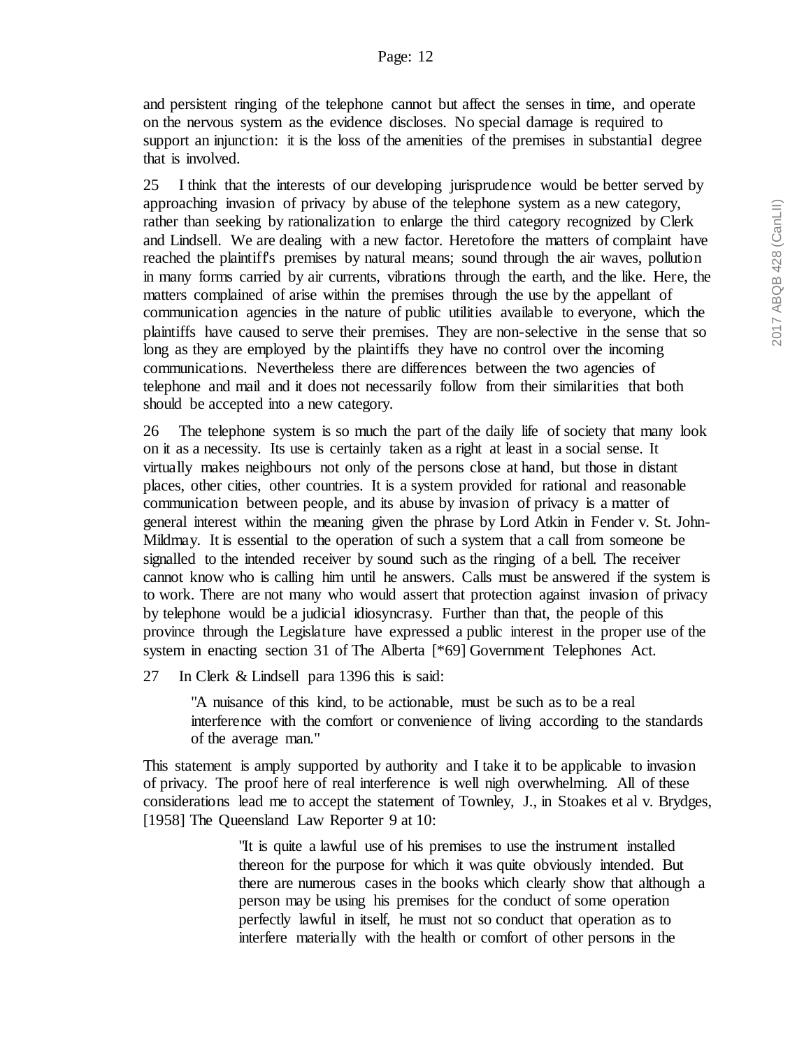and persistent ringing of the telephone cannot but affect the senses in time, and operate on the nervous system as the evidence discloses. No special damage is required to support an injunction: it is the loss of the amenities of the premises in substantial degree that is involved.

25 I think that the interests of our developing jurisprudence would be better served by approaching invasion of privacy by abuse of the telephone system as a new category, rather than seeking by rationalization to enlarge the third category recognized by Clerk and Lindsell. We are dealing with a new factor. Heretofore the matters of complaint have reached the plaintiff's premises by natural means; sound through the air waves, pollution in many forms carried by air currents, vibrations through the earth, and the like. Here, the matters complained of arise within the premises through the use by the appellant of communication agencies in the nature of public utilities available to everyone, which the plaintiffs have caused to serve their premises. They are non-selective in the sense that so long as they are employed by the plaintiffs they have no control over the incoming communications. Nevertheless there are differences between the two agencies of telephone and mail and it does not necessarily follow from their similarities that both should be accepted into a new category.

26 The telephone system is so much the part of the daily life of society that many look on it as a necessity. Its use is certainly taken as a right at least in a social sense. It virtually makes neighbours not only of the persons close at hand, but those in distant places, other cities, other countries. It is a system provided for rational and reasonable communication between people, and its abuse by invasion of privacy is a matter of general interest within the meaning given the phrase by Lord Atkin in Fender v. St. John-Mildmay. It is essential to the operation of such a system that a call from someone be signalled to the intended receiver by sound such as the ringing of a bell. The receiver cannot know who is calling him until he answers. Calls must be answered if the system is to work. There are not many who would assert that protection against invasion of privacy by telephone would be a judicial idiosyncrasy. Further than that, the people of this province through the Legislature have expressed a public interest in the proper use of the system in enacting section 31 of The Alberta [*69] Government Telephones Act.

27 In Clerk & Lindsell para 1396 this is said:

> "A nuisance of this kind, to be actionable, must be such as to be a real interference with the comfort or convenience of living according to the standards of the average man."

This statement is amply supported by authority and I take it to be applicable to invasion of privacy. The proof here of real interference is well nigh overwhelming. All of these considerations lead me to accept the statement of Townley, J., in Stoakes et al v. Brydges, [1958] The Queensland Law Reporter 9 at 10:

> "It is quite a lawful use of his premises to use the instrument installed thereon for the purpose for which it was quite obviously intended. But there are numerous cases in the books which clearly show that although a person may be using his premises for the conduct of some operation perfectly lawful in itself, he must not so conduct that operation as to interfere materially with the health or comfort of other persons in the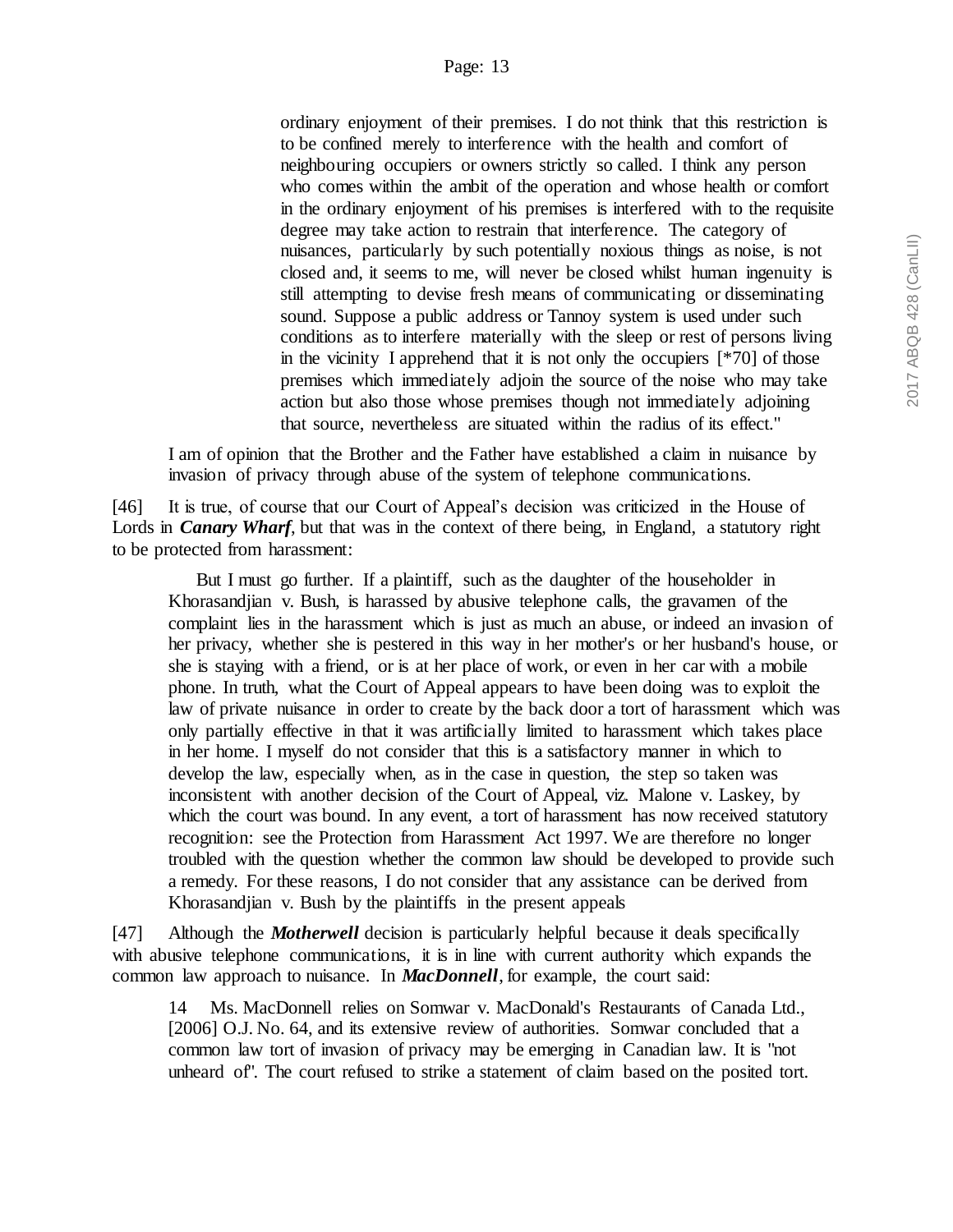> ordinary enjoyment of their premises. I do not think that this restriction is to be confined merely to interference with the health and comfort of neighbouring occupiers or owners strictly so called. I think any person who comes within the ambit of the operation and whose health or comfort in the ordinary enjoyment of his premises is interfered with to the requisite degree may take action to restrain that interference. The category of nuisances, particularly by such potentially noxious things as noise, is not closed and, it seems to me, will never be closed whilst human ingenuity is still attempting to devise fresh means of communicating or disseminating sound. Suppose a public address or Tannoy system is used under such conditions as to interfere materially with the sleep or rest of persons living in the vicinity I apprehend that it is not only the occupiers [*70] of those premises which immediately adjoin the source of the noise who may take action but also those whose premises though not immediately adjoining that source, nevertheless are situated within the radius of its effect."

I am of opinion that the Brother and the Father have established a claim in nuisance by invasion of privacy through abuse of the system of telephone communications.

[46] It is true, of course that our Court of Appeal's decision was criticized in the House of Lords in ***Canary Wharf***, but that was in the context of there being, in England, a statutory right to be protected from harassment:

> But I must go further. If a plaintiff, such as the daughter of the householder in Khorasandjian v. Bush, is harassed by abusive telephone calls, the gravamen of the complaint lies in the harassment which is just as much an abuse, or indeed an invasion of her privacy, whether she is pestered in this way in her mother's or her husband's house, or she is staying with a friend, or is at her place of work, or even in her car with a mobile phone. In truth, what the Court of Appeal appears to have been doing was to exploit the law of private nuisance in order to create by the back door a tort of harassment which was only partially effective in that it was artificially limited to harassment which takes place in her home. I myself do not consider that this is a satisfactory manner in which to develop the law, especially when, as in the case in question, the step so taken was inconsistent with another decision of the Court of Appeal, viz. Malone v. Laskey, by which the court was bound. In any event, a tort of harassment has now received statutory recognition: see the Protection from Harassment Act 1997. We are therefore no longer troubled with the question whether the common law should be developed to provide such a remedy. For these reasons, I do not consider that any assistance can be derived from Khorasandjian v. Bush by the plaintiffs in the present appeals

[47] Although the ***Motherwell*** decision is particularly helpful because it deals specifically with abusive telephone communications, it is in line with current authority which expands the common law approach to nuisance. In ***MacDonnell***, for example, the court said:

> 14 Ms. MacDonnell relies on Somwar v. MacDonald's Restaurants of Canada Ltd., [2006] O.J. No. 64, and its extensive review of authorities. Somwar concluded that a common law tort of invasion of privacy may be emerging in Canadian law. It is "not unheard of". The court refused to strike a statement of claim based on the posited tort.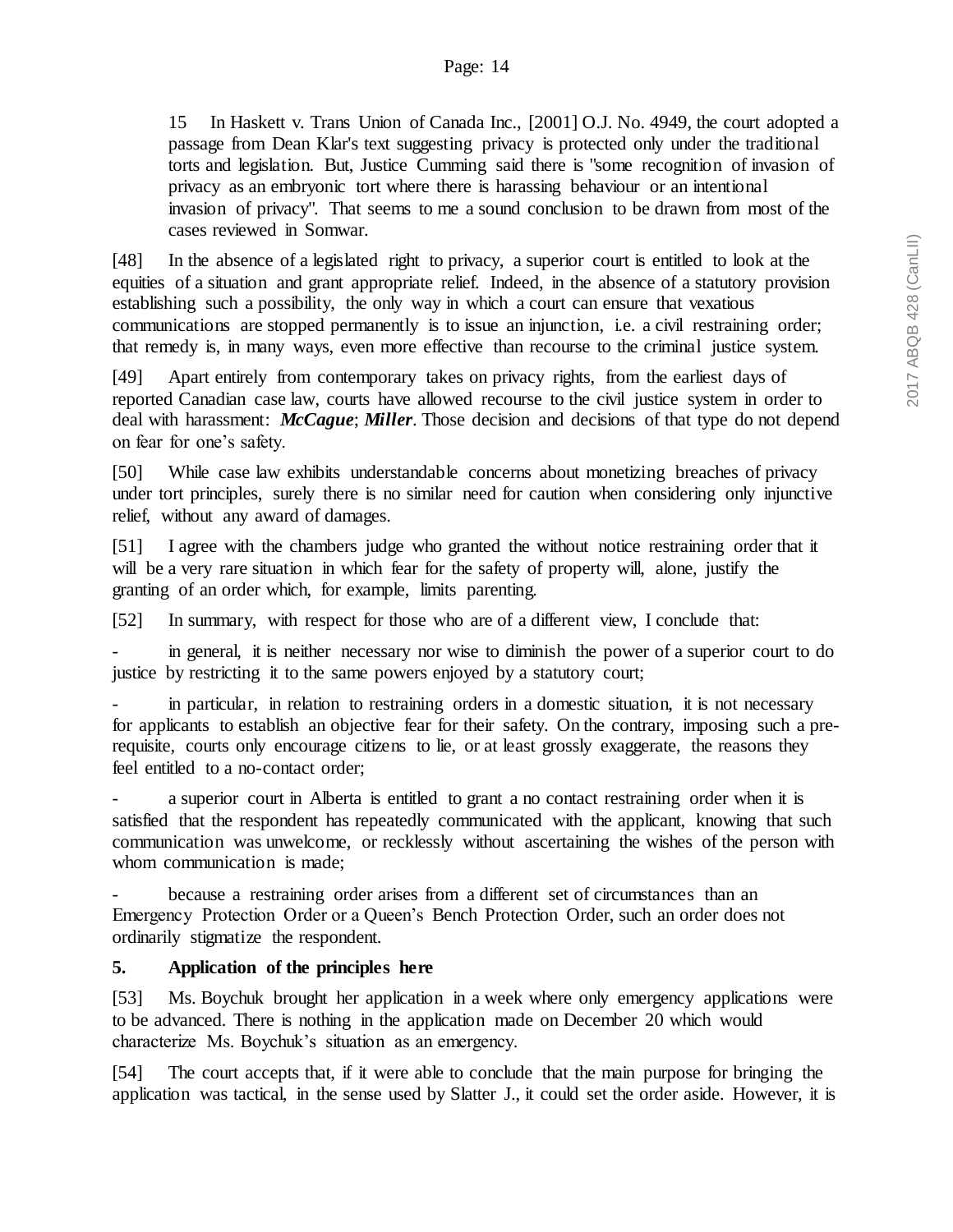> 15 In Haskett v. Trans Union of Canada Inc., [2001] O.J. No. 4949, the court adopted a passage from Dean Klar's text suggesting privacy is protected only under the traditional torts and legislation. But, Justice Cumming said there is "some recognition of invasion of privacy as an embryonic tort where there is harassing behaviour or an intentional invasion of privacy". That seems to me a sound conclusion to be drawn from most of the cases reviewed in Somwar.

[48] In the absence of a legislated right to privacy, a superior court is entitled to look at the equities of a situation and grant appropriate relief. Indeed, in the absence of a statutory provision establishing such a possibility, the only way in which a court can ensure that vexatious communications are stopped permanently is to issue an injunction, i.e. a civil restraining order; that remedy is, in many ways, even more effective than recourse to the criminal justice system.

[49] Apart entirely from contemporary takes on privacy rights, from the earliest days of reported Canadian case law, courts have allowed recourse to the civil justice system in order to deal with harassment: ***McCague***; ***Miller***. Those decision and decisions of that type do not depend on fear for one's safety.

[50] While case law exhibits understandable concerns about monetizing breaches of privacy under tort principles, surely there is no similar need for caution when considering only injunctive relief, without any award of damages.

[51] I agree with the chambers judge who granted the without notice restraining order that it will be a very rare situation in which fear for the safety of property will, alone, justify the granting of an order which, for example, limits parenting.

[52] In summary, with respect for those who are of a different view, I conclude that:

- in general, it is neither necessary nor wise to diminish the power of a superior court to do justice by restricting it to the same powers enjoyed by a statutory court;
- in particular, in relation to restraining orders in a domestic situation, it is not necessary for applicants to establish an objective fear for their safety. On the contrary, imposing such a pre-requisite, courts only encourage citizens to lie, or at least grossly exaggerate, the reasons they feel entitled to a no-contact order;
- a superior court in Alberta is entitled to grant a no contact restraining order when it is satisfied that the respondent has repeatedly communicated with the applicant, knowing that such communication was unwelcome, or recklessly without ascertaining the wishes of the person with whom communication is made;
- because a restraining order arises from a different set of circumstances than an Emergency Protection Order or a Queen's Bench Protection Order, such an order does not ordinarily stigmatize the respondent.

**5. Application of the principles here**

[53] Ms. Boychuk brought her application in a week where only emergency applications were to be advanced. There is nothing in the application made on December 20 which would characterize Ms. Boychuk's situation as an emergency.

[54] The court accepts that, if it were able to conclude that the main purpose for bringing the application was tactical, in the sense used by Slatter J., it could set the order aside. However, it is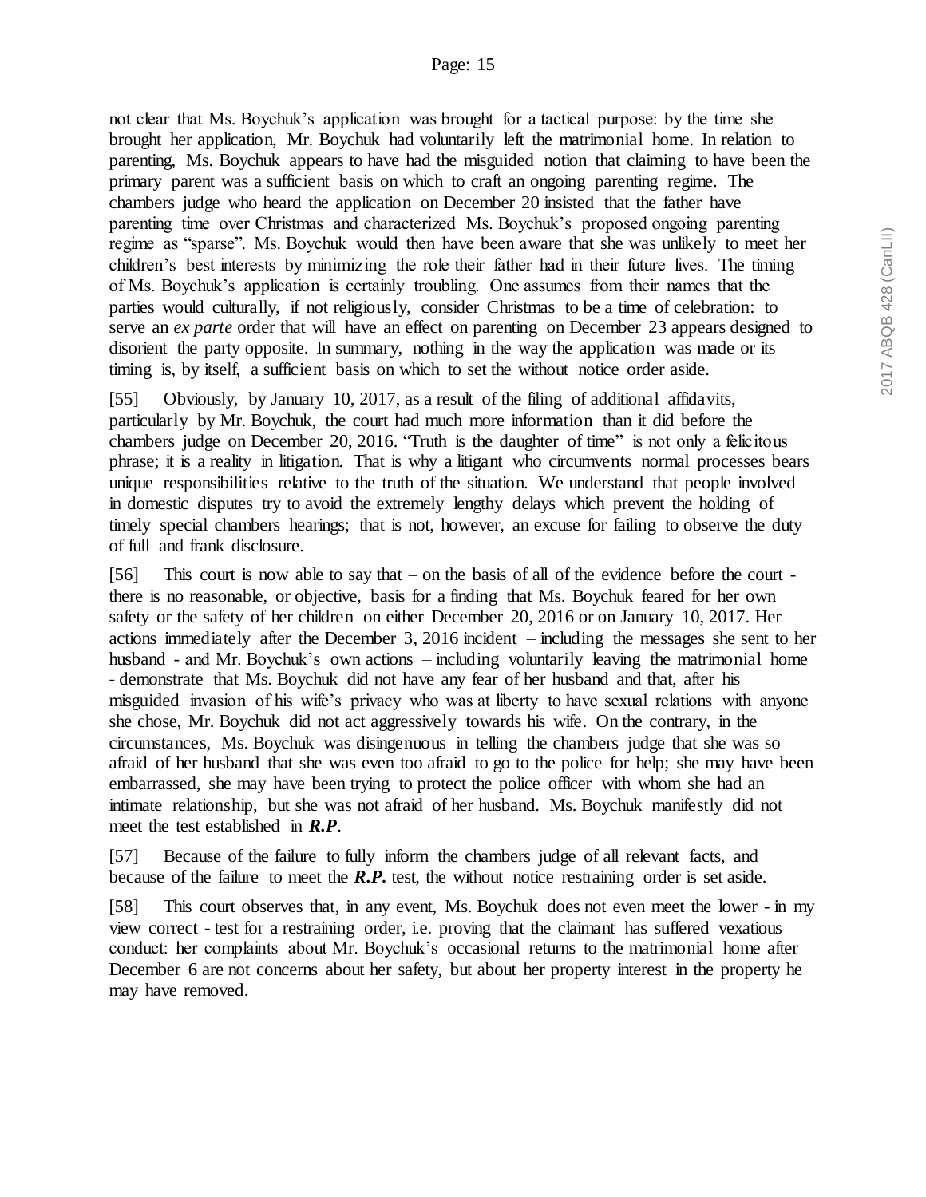not clear that Ms. Boychuk's application was brought for a tactical purpose: by the time she brought her application, Mr. Boychuk had voluntarily left the matrimonial home. In relation to parenting, Ms. Boychuk appears to have had the misguided notion that claiming to have been the primary parent was a sufficient basis on which to craft an ongoing parenting regime. The chambers judge who heard the application on December 20 insisted that the father have parenting time over Christmas and characterized Ms. Boychuk's proposed ongoing parenting regime as "sparse". Ms. Boychuk would then have been aware that she was unlikely to meet her children's best interests by minimizing the role their father had in their future lives. The timing of Ms. Boychuk's application is certainly troubling. One assumes from their names that the parties would culturally, if not religiously, consider Christmas to be a time of celebration: to serve an *ex parte* order that will have an effect on parenting on December 23 appears designed to disorient the party opposite. In summary, nothing in the way the application was made or its timing is, by itself, a sufficient basis on which to set the without notice order aside.

[55] Obviously, by January 10, 2017, as a result of the filing of additional affidavits, particularly by Mr. Boychuk, the court had much more information than it did before the chambers judge on December 20, 2016. "Truth is the daughter of time" is not only a felicitous phrase; it is a reality in litigation. That is why a litigant who circumvents normal processes bears unique responsibilities relative to the truth of the situation. We understand that people involved in domestic disputes try to avoid the extremely lengthy delays which prevent the holding of timely special chambers hearings; that is not, however, an excuse for failing to observe the duty of full and frank disclosure.

[56] This court is now able to say that – on the basis of all of the evidence before the court - there is no reasonable, or objective, basis for a finding that Ms. Boychuk feared for her own safety or the safety of her children on either December 20, 2016 or on January 10, 2017. Her actions immediately after the December 3, 2016 incident – including the messages she sent to her husband - and Mr. Boychuk's own actions – including voluntarily leaving the matrimonial home - demonstrate that Ms. Boychuk did not have any fear of her husband and that, after his misguided invasion of his wife's privacy who was at liberty to have sexual relations with anyone she chose, Mr. Boychuk did not act aggressively towards his wife. On the contrary, in the circumstances, Ms. Boychuk was disingenuous in telling the chambers judge that she was so afraid of her husband that she was even too afraid to go to the police for help; she may have been embarrassed, she may have been trying to protect the police officer with whom she had an intimate relationship, but she was not afraid of her husband. Ms. Boychuk manifestly did not meet the test established in ***R.P***.

[57] Because of the failure to fully inform the chambers judge of all relevant facts, and because of the failure to meet the ***R.P.*** test, the without notice restraining order is set aside.

[58] This court observes that, in any event, Ms. Boychuk does not even meet the lower - in my view correct - test for a restraining order, i.e. proving that the claimant has suffered vexatious conduct: her complaints about Mr. Boychuk's occasional returns to the matrimonial home after December 6 are not concerns about her safety, but about her property interest in the property he may have removed.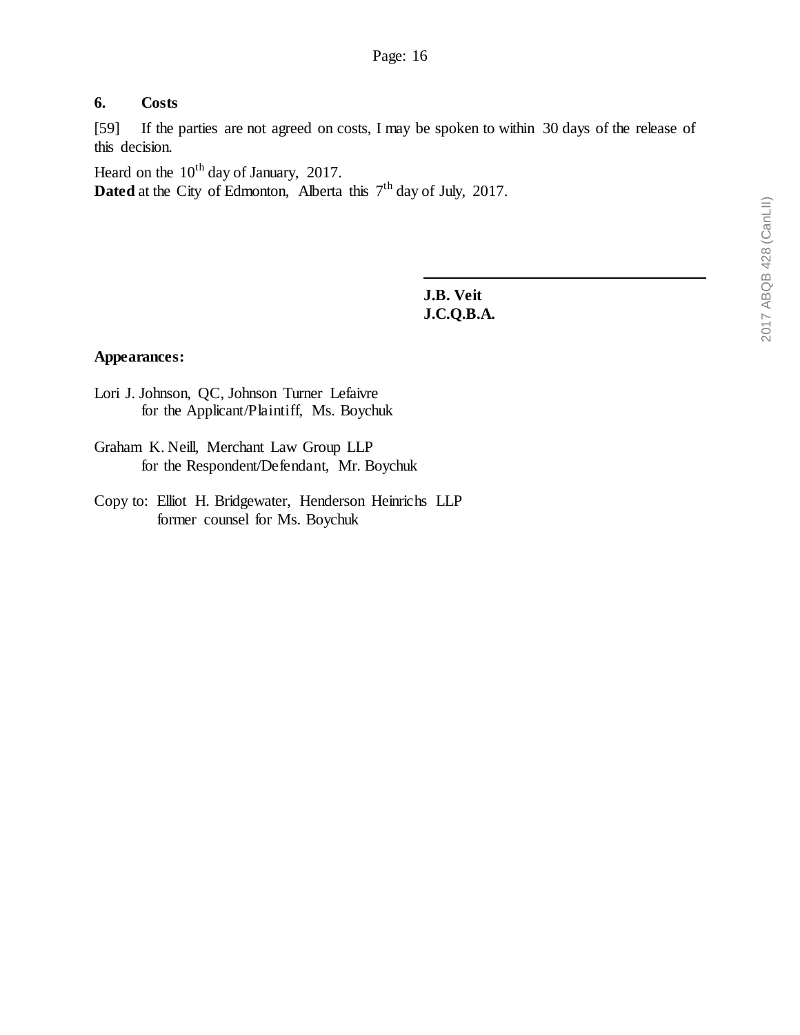## 6. Costs

[59] If the parties are not agreed on costs, I may be spoken to within 30 days of the release of this decision.

Heard on the 10th day of January, 2017.
**Dated** at the City of Edmonton, Alberta this 7th day of July, 2017.

**J.B. Veit**
**J.C.Q.B.A.**

**Appearances:**

Lori J. Johnson, QC, Johnson Turner Lefaivre
for the Applicant/Plaintiff, Ms. Boychuk

Graham K. Neill, Merchant Law Group LLP
for the Respondent/Defendant, Mr. Boychuk

Copy to: Elliot H. Bridgewater, Henderson Heinrichs LLP
former counsel for Ms. Boychuk